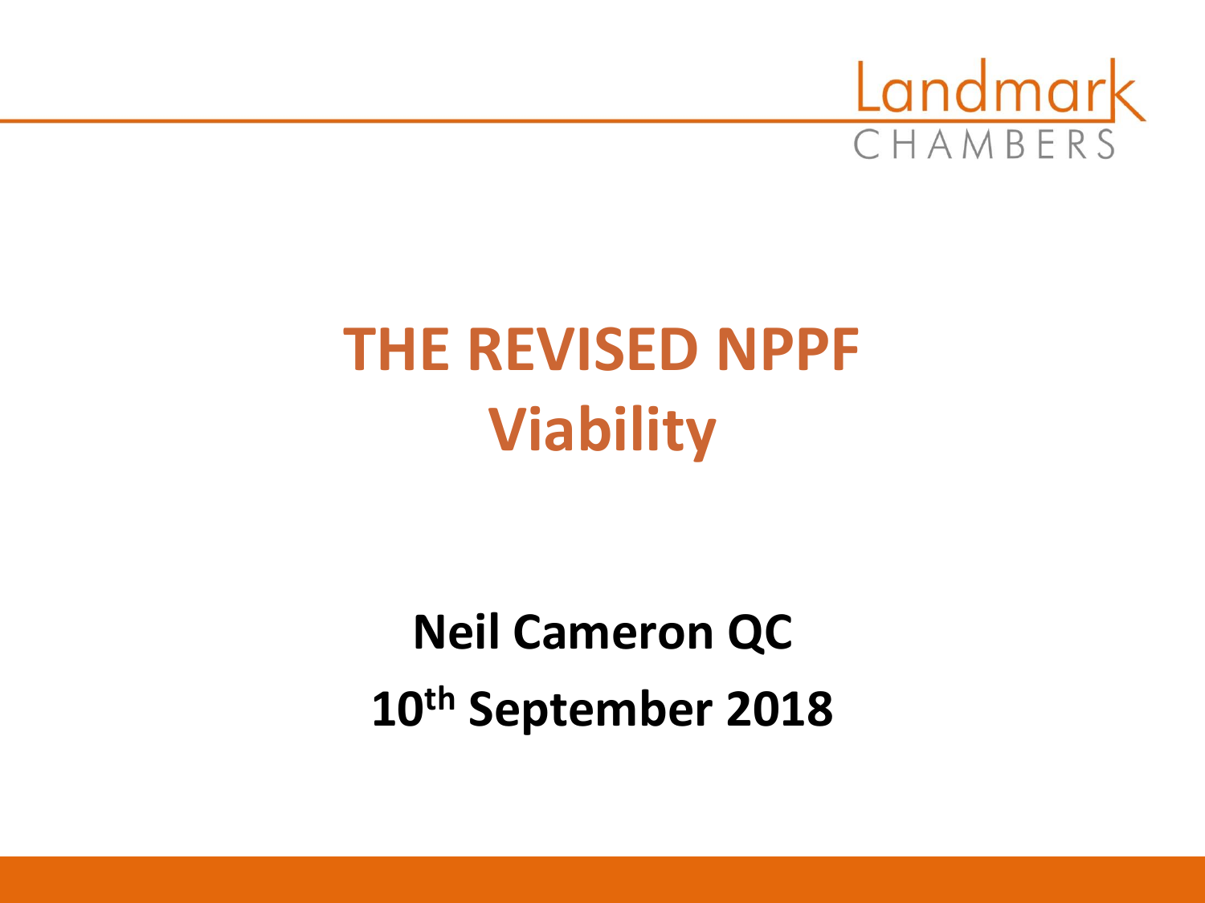Landmark CHAMBERS

# THE REVISED NPPF
# Viability

**Neil Cameron QC**

**10th September 2018**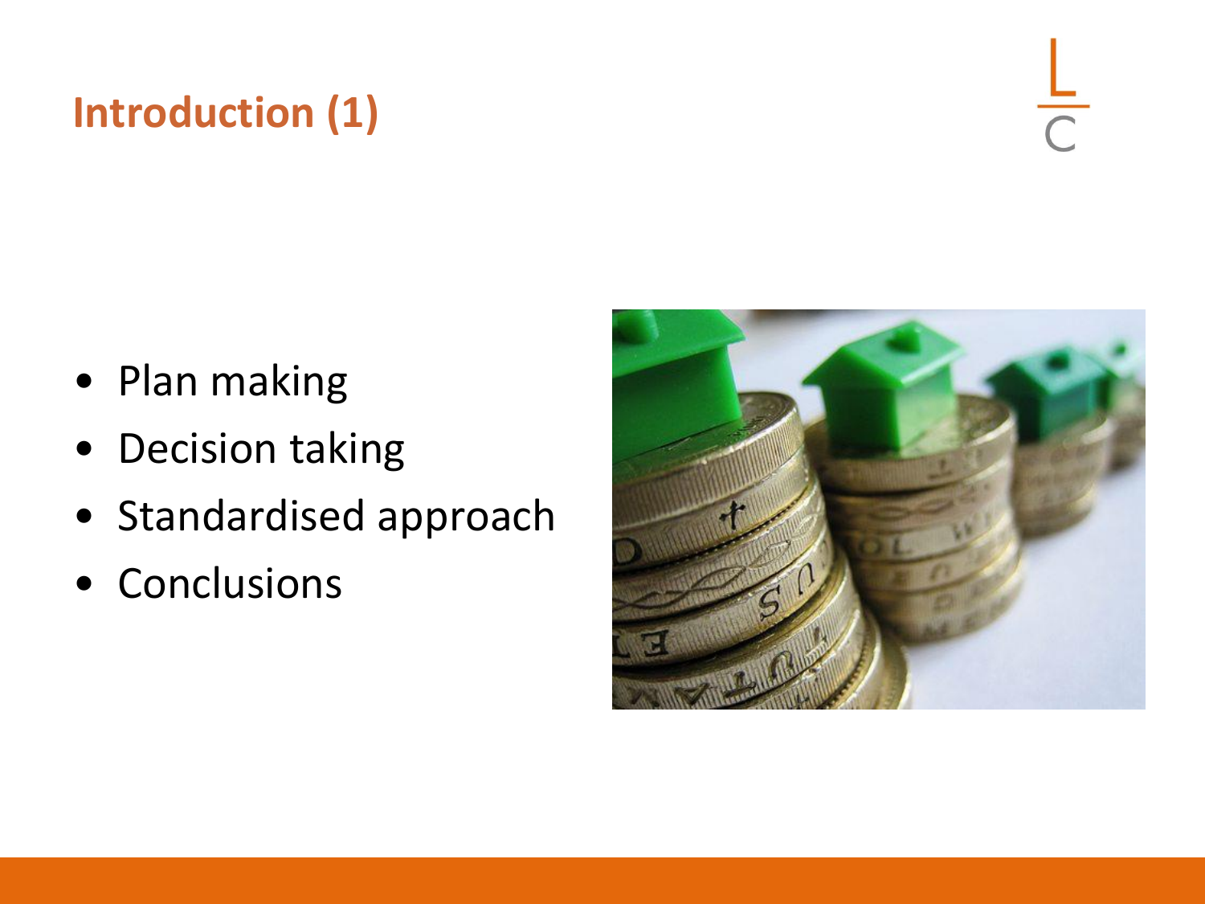# Introduction (1)

- Plan making
- Decision taking
- Standardised approach
- Conclusions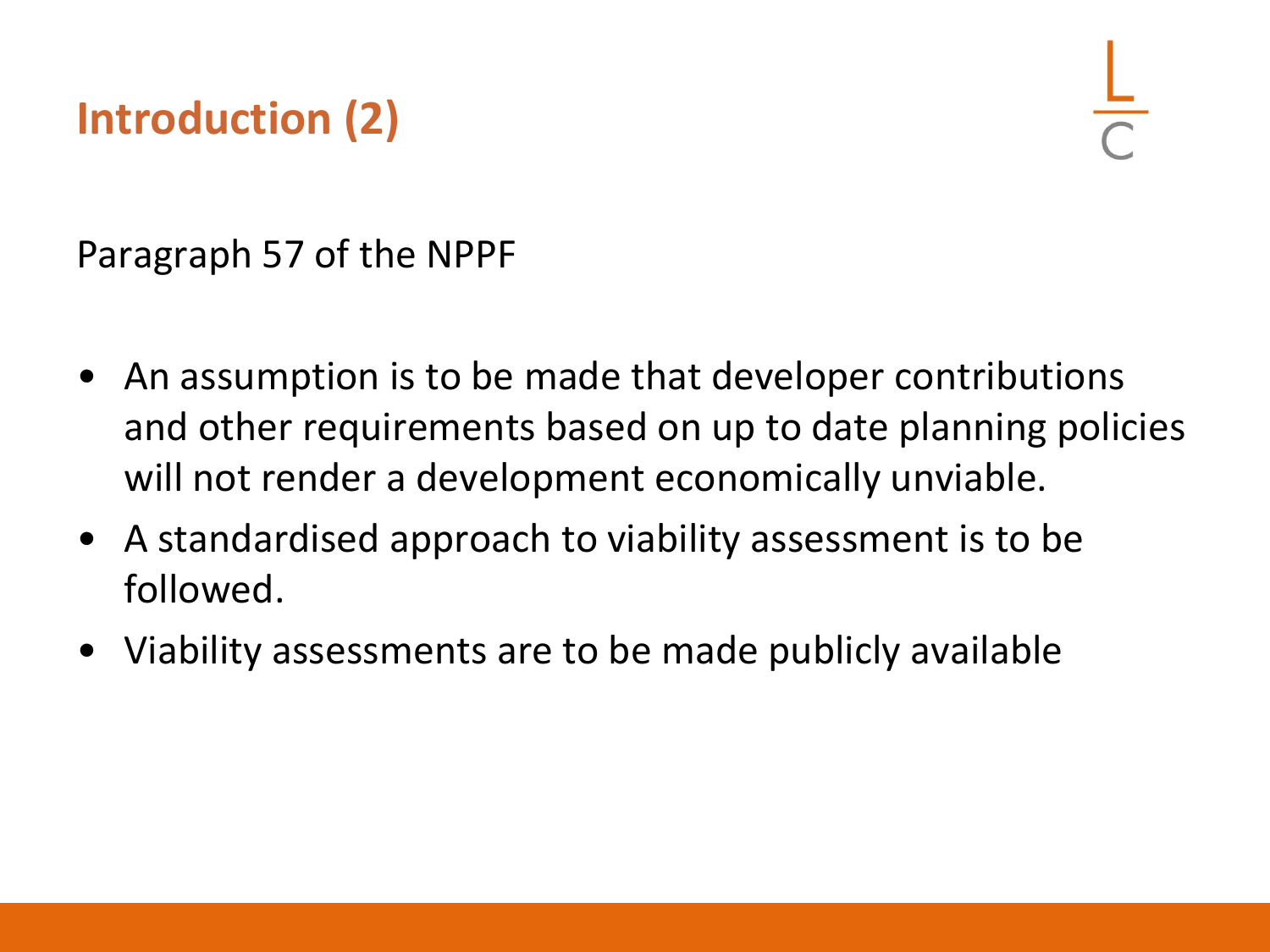## Introduction (2)

Paragraph 57 of the NPPF

- An assumption is to be made that developer contributions and other requirements based on up to date planning policies will not render a development economically unviable.
- A standardised approach to viability assessment is to be followed.
- Viability assessments are to be made publicly available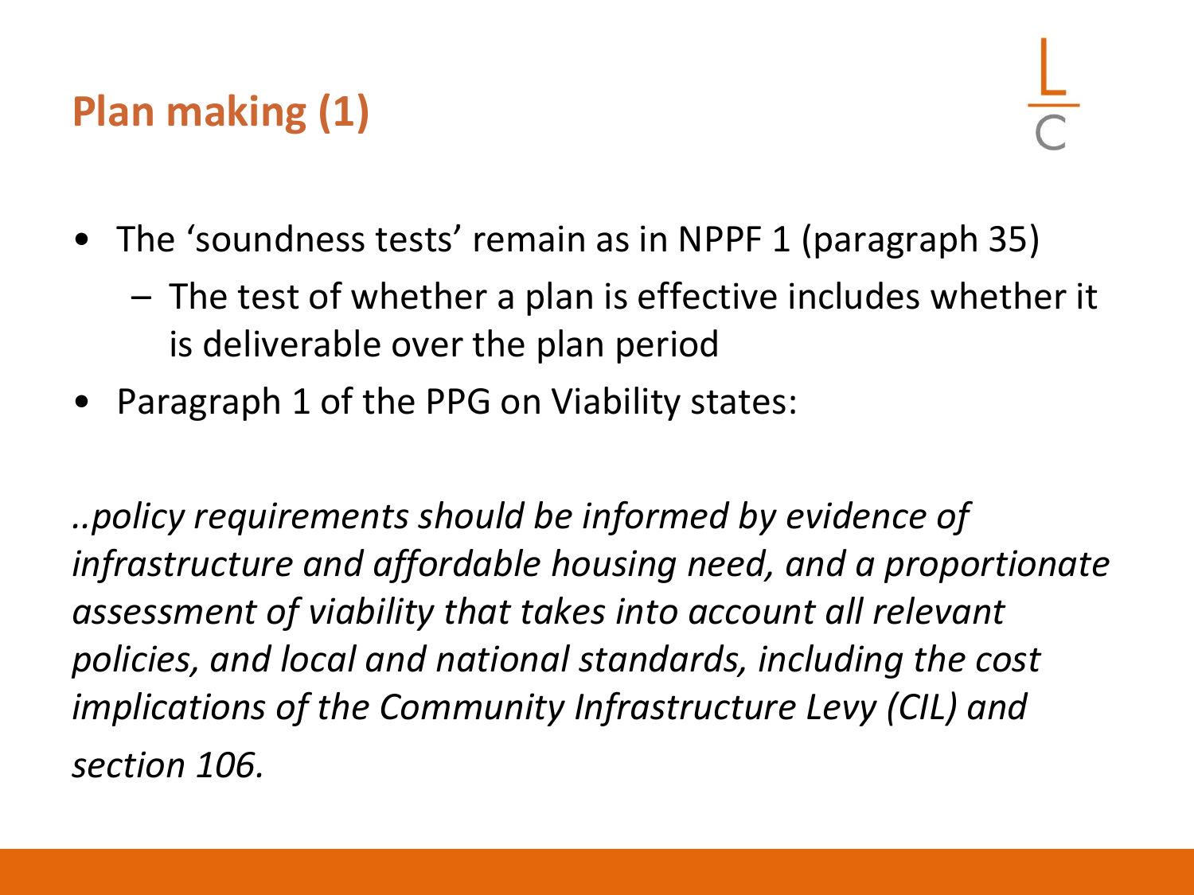## Plan making (1)

- The 'soundness tests' remain as in NPPF 1 (paragraph 35)
  - The test of whether a plan is effective includes whether it is deliverable over the plan period
- Paragraph 1 of the PPG on Viability states:

*..policy requirements should be informed by evidence of infrastructure and affordable housing need, and a proportionate assessment of viability that takes into account all relevant policies, and local and national standards, including the cost implications of the Community Infrastructure Levy (CIL) and section 106.*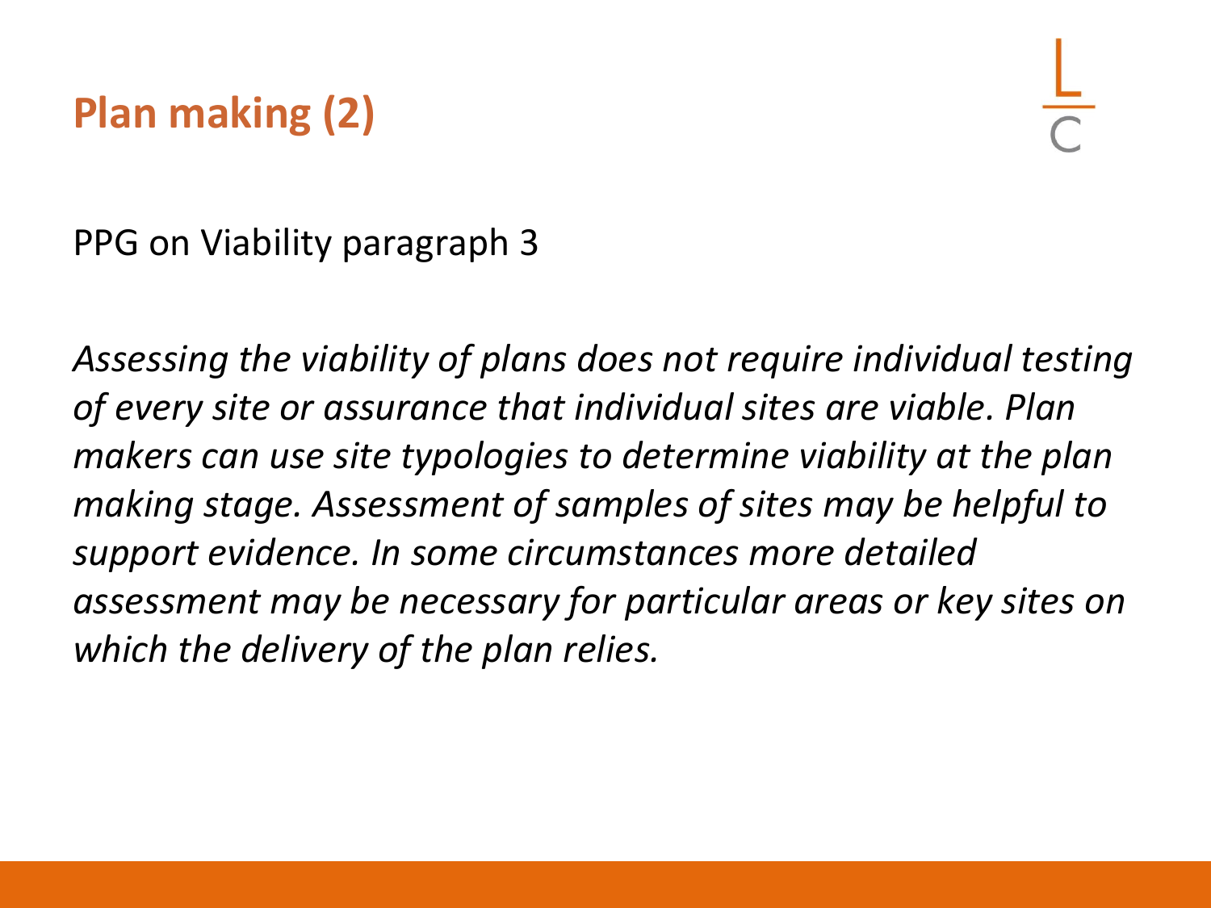# Plan making (2)

PPG on Viability paragraph 3

*Assessing the viability of plans does not require individual testing of every site or assurance that individual sites are viable. Plan makers can use site typologies to determine viability at the plan making stage. Assessment of samples of sites may be helpful to support evidence. In some circumstances more detailed assessment may be necessary for particular areas or key sites on which the delivery of the plan relies.*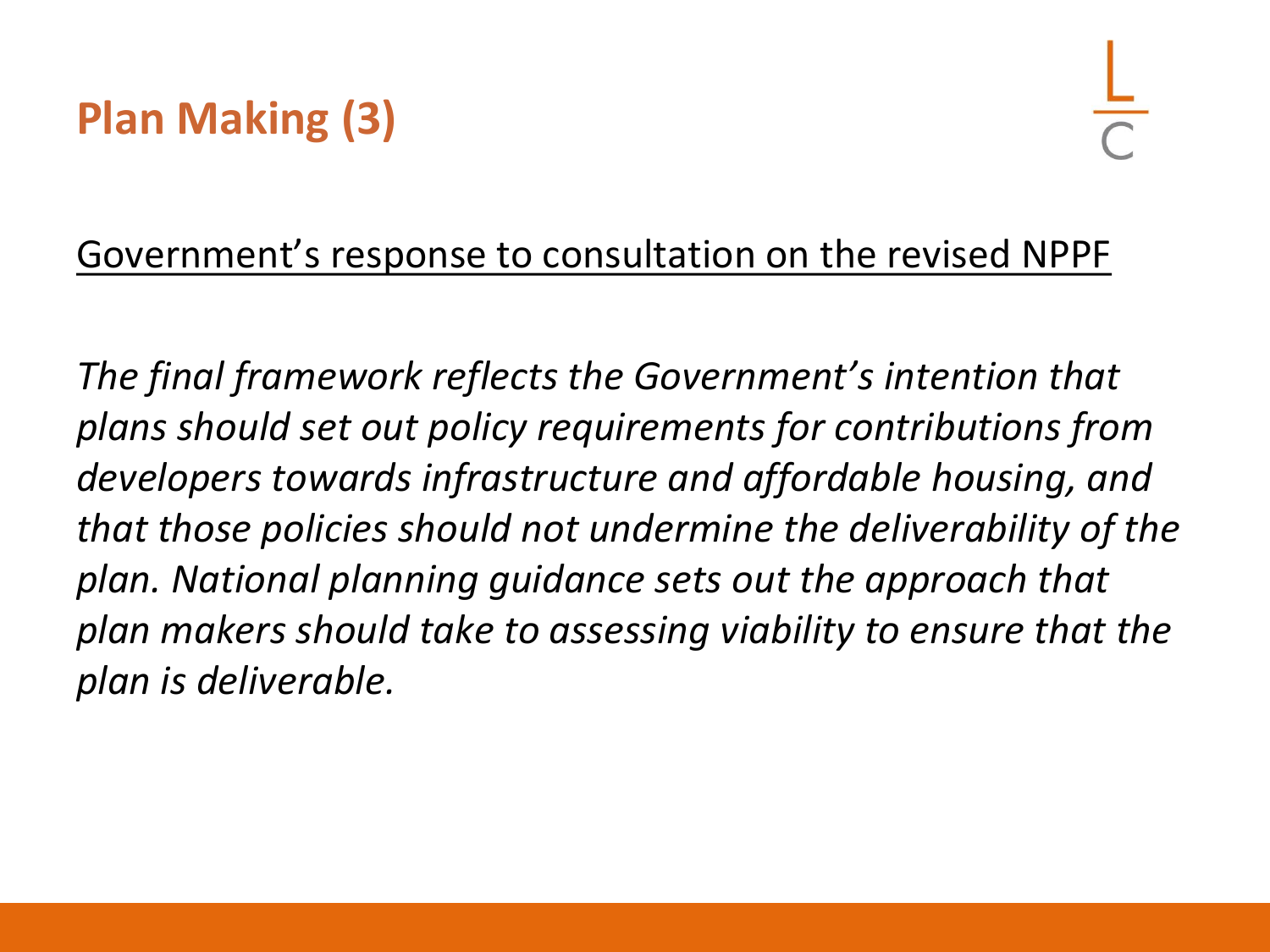# Plan Making (3)

<u>Government's response to consultation on the revised NPPF</u>

*The final framework reflects the Government's intention that plans should set out policy requirements for contributions from developers towards infrastructure and affordable housing, and that those policies should not undermine the deliverability of the plan. National planning guidance sets out the approach that plan makers should take to assessing viability to ensure that the plan is deliverable.*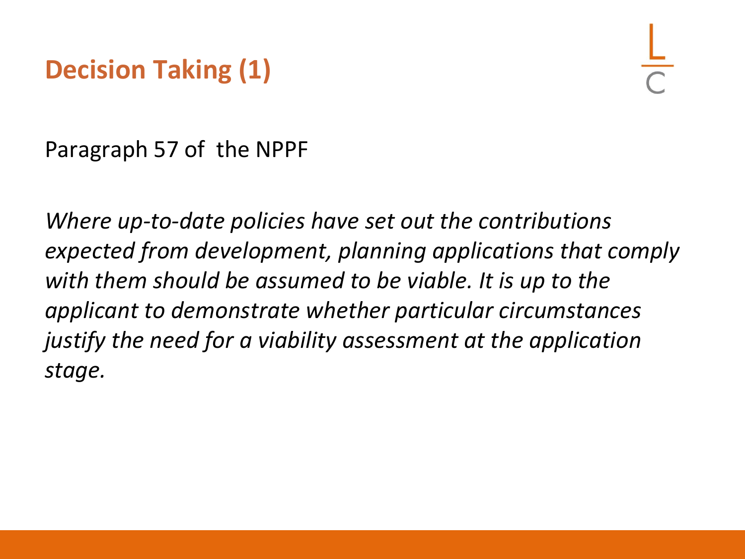# Decision Taking (1)

Paragraph 57 of the NPPF

*Where up-to-date policies have set out the contributions expected from development, planning applications that comply with them should be assumed to be viable. It is up to the applicant to demonstrate whether particular circumstances justify the need for a viability assessment at the application stage.*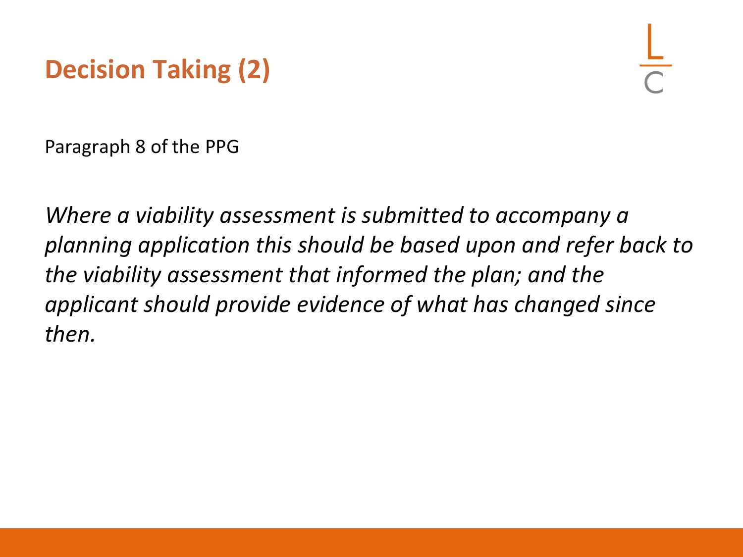# Decision Taking (2)

Paragraph 8 of the PPG

*Where a viability assessment is submitted to accompany a planning application this should be based upon and refer back to the viability assessment that informed the plan; and the applicant should provide evidence of what has changed since then.*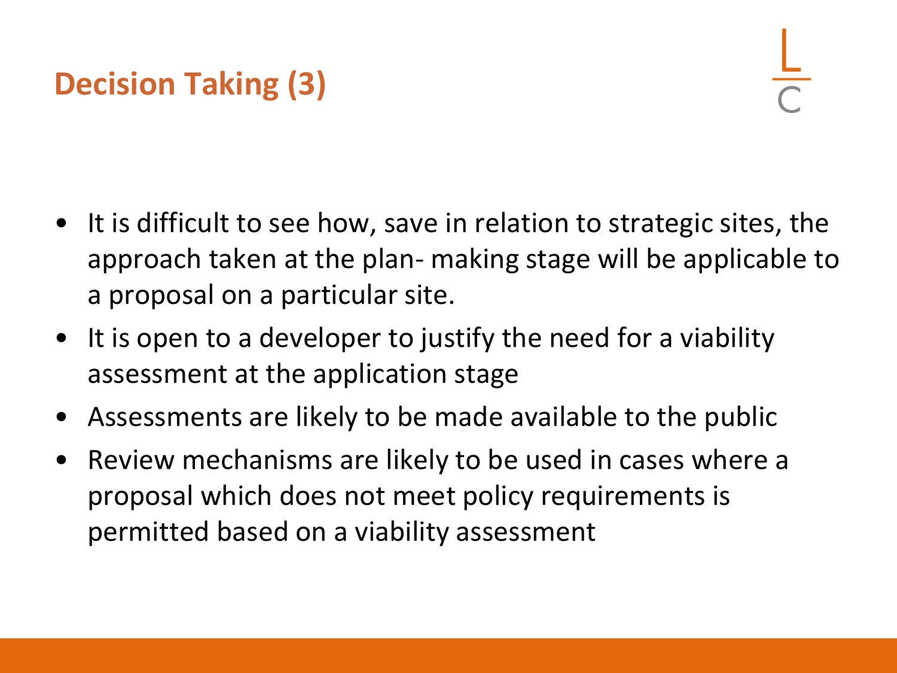# Decision Taking (3)

- It is difficult to see how, save in relation to strategic sites, the approach taken at the plan- making stage will be applicable to a proposal on a particular site.
- It is open to a developer to justify the need for a viability assessment at the application stage
- Assessments are likely to be made available to the public
- Review mechanisms are likely to be used in cases where a proposal which does not meet policy requirements is permitted based on a viability assessment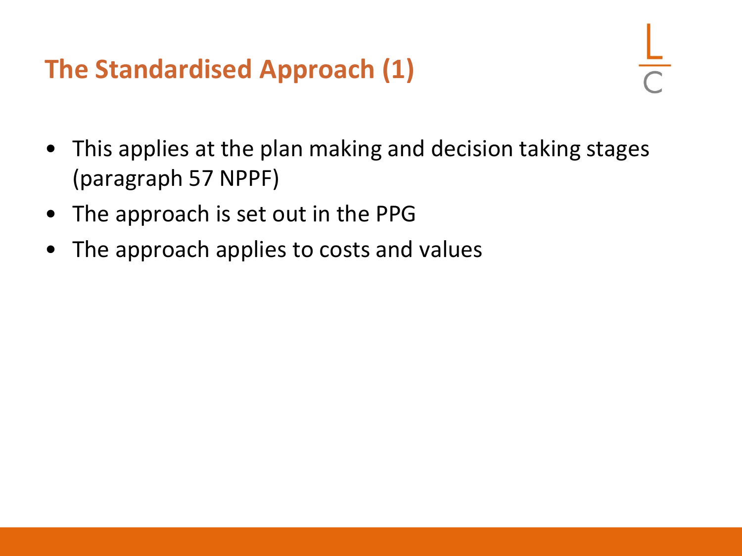# The Standardised Approach (1)

- This applies at the plan making and decision taking stages (paragraph 57 NPPF)
- The approach is set out in the PPG
- The approach applies to costs and values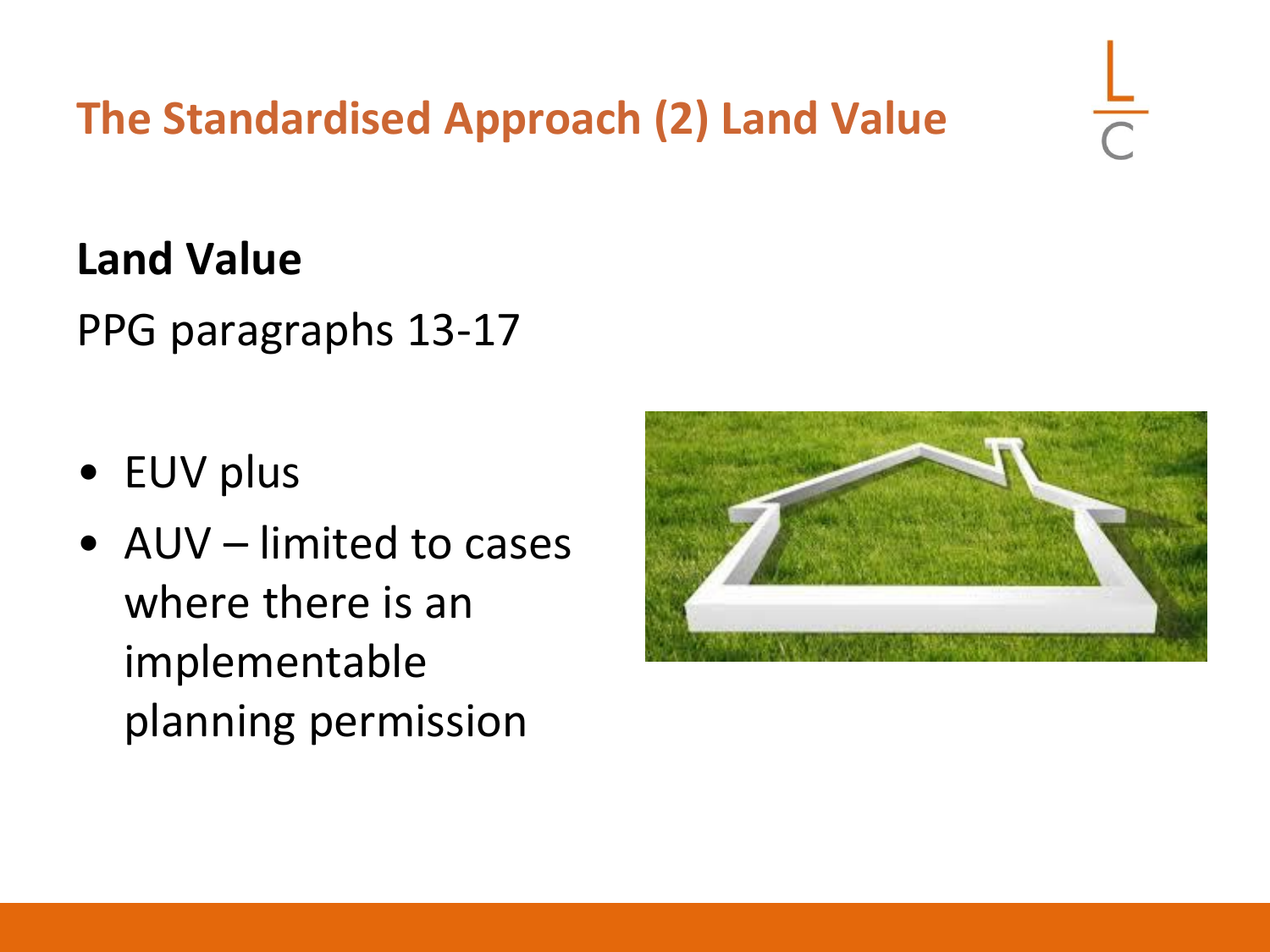# The Standardised Approach (2) Land Value

**Land Value**

PPG paragraphs 13-17

- EUV plus
- AUV – limited to cases where there is an implementable planning permission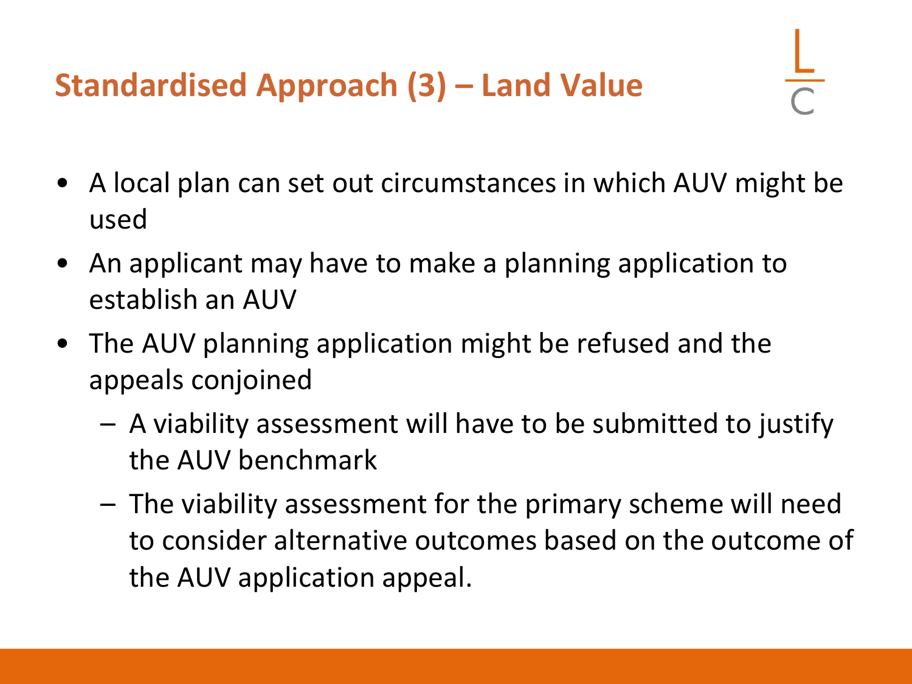## Standardised Approach (3) – Land Value

- A local plan can set out circumstances in which AUV might be used
- An applicant may have to make a planning application to establish an AUV
- The AUV planning application might be refused and the appeals conjoined
  - A viability assessment will have to be submitted to justify the AUV benchmark
  - The viability assessment for the primary scheme will need to consider alternative outcomes based on the outcome of the AUV application appeal.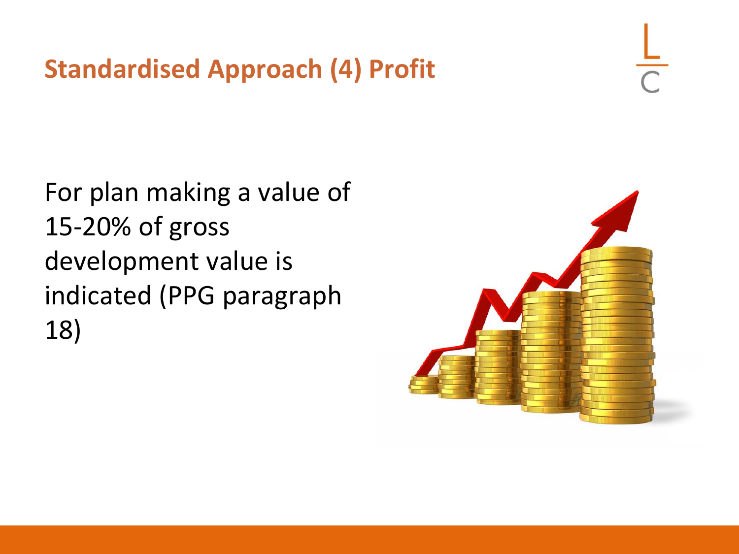## Standardised Approach (4) Profit

For plan making a value of 15-20% of gross development value is indicated (PPG paragraph 18)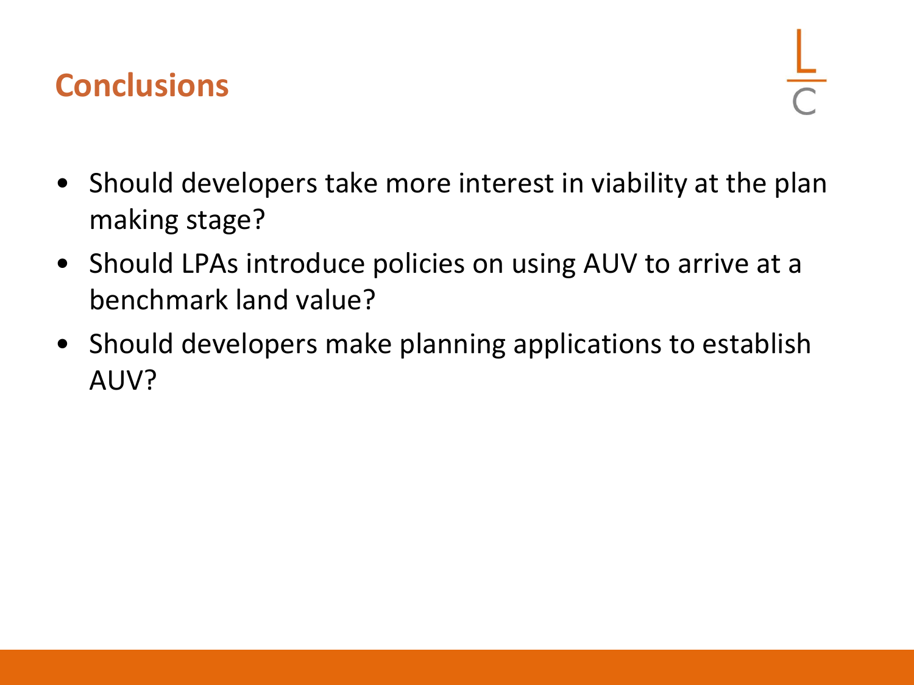## Conclusions

- Should developers take more interest in viability at the plan making stage?
- Should LPAs introduce policies on using AUV to arrive at a benchmark land value?
- Should developers make planning applications to establish AUV?